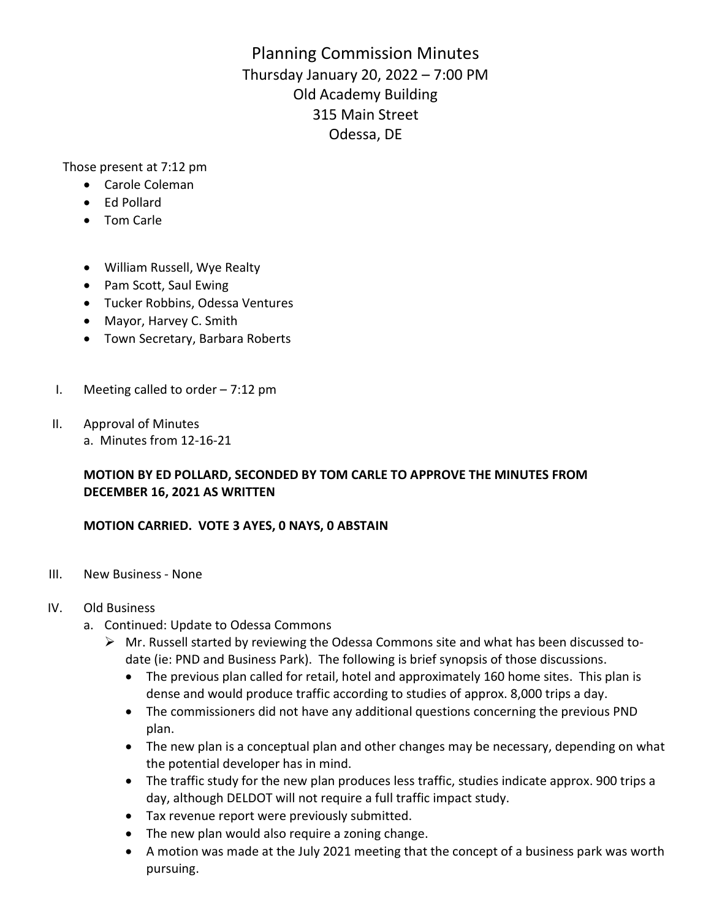# Planning Commission Minutes

Thursday January 20, 2022 – 7:00 PM
Old Academy Building
315 Main Street
Odessa, DE

Those present at 7:12 pm

- Carole Coleman
- Ed Pollard
- Tom Carle

- William Russell, Wye Realty
- Pam Scott, Saul Ewing
- Tucker Robbins, Odessa Ventures
- Mayor, Harvey C. Smith
- Town Secretary, Barbara Roberts

I. Meeting called to order – 7:12 pm

II. Approval of Minutes
  a. Minutes from 12-16-21

  **MOTION BY ED POLLARD, SECONDED BY TOM CARLE TO APPROVE THE MINUTES FROM DECEMBER 16, 2021 AS WRITTEN**

  **MOTION CARRIED. VOTE 3 AYES, 0 NAYS, 0 ABSTAIN**

III. New Business - None

IV. Old Business
  a. Continued: Update to Odessa Commons
    - Mr. Russell started by reviewing the Odessa Commons site and what has been discussed to-date (ie: PND and Business Park). The following is brief synopsis of those discussions.
      - The previous plan called for retail, hotel and approximately 160 home sites. This plan is dense and would produce traffic according to studies of approx. 8,000 trips a day.
      - The commissioners did not have any additional questions concerning the previous PND plan.
      - The new plan is a conceptual plan and other changes may be necessary, depending on what the potential developer has in mind.
      - The traffic study for the new plan produces less traffic, studies indicate approx. 900 trips a day, although DELDOT will not require a full traffic impact study.
      - Tax revenue report were previously submitted.
      - The new plan would also require a zoning change.
      - A motion was made at the July 2021 meeting that the concept of a business park was worth pursuing.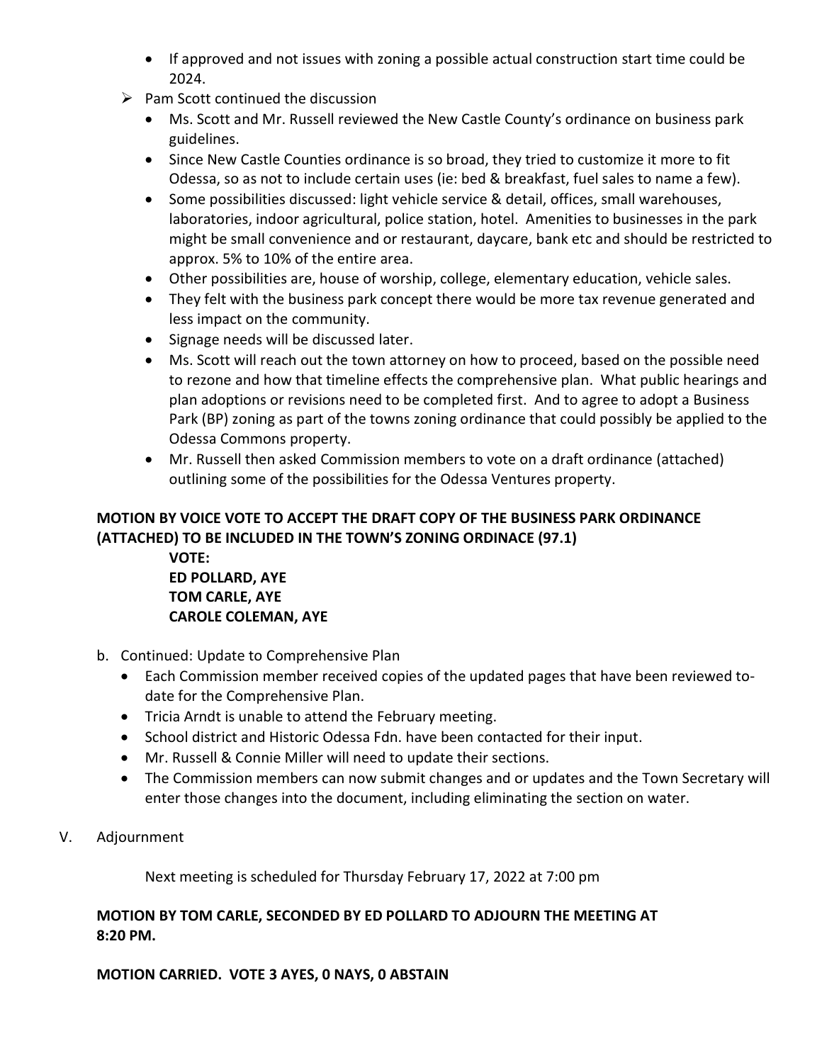- If approved and not issues with zoning a possible actual construction start time could be 2024.

- Pam Scott continued the discussion
  - Ms. Scott and Mr. Russell reviewed the New Castle County's ordinance on business park guidelines.
  - Since New Castle Counties ordinance is so broad, they tried to customize it more to fit Odessa, so as not to include certain uses (ie: bed & breakfast, fuel sales to name a few).
  - Some possibilities discussed: light vehicle service & detail, offices, small warehouses, laboratories, indoor agricultural, police station, hotel. Amenities to businesses in the park might be small convenience and or restaurant, daycare, bank etc and should be restricted to approx. 5% to 10% of the entire area.
  - Other possibilities are, house of worship, college, elementary education, vehicle sales.
  - They felt with the business park concept there would be more tax revenue generated and less impact on the community.
  - Signage needs will be discussed later.
  - Ms. Scott will reach out the town attorney on how to proceed, based on the possible need to rezone and how that timeline effects the comprehensive plan. What public hearings and plan adoptions or revisions need to be completed first. And to agree to adopt a Business Park (BP) zoning as part of the towns zoning ordinance that could possibly be applied to the Odessa Commons property.
  - Mr. Russell then asked Commission members to vote on a draft ordinance (attached) outlining some of the possibilities for the Odessa Ventures property.

**MOTION BY VOICE VOTE TO ACCEPT THE DRAFT COPY OF THE BUSINESS PARK ORDINANCE (ATTACHED) TO BE INCLUDED IN THE TOWN'S ZONING ORDINACE (97.1)**

**VOTE:**
**ED POLLARD, AYE**
**TOM CARLE, AYE**
**CAROLE COLEMAN, AYE**

b. Continued: Update to Comprehensive Plan
   - Each Commission member received copies of the updated pages that have been reviewed to-date for the Comprehensive Plan.
   - Tricia Arndt is unable to attend the February meeting.
   - School district and Historic Odessa Fdn. have been contacted for their input.
   - Mr. Russell & Connie Miller will need to update their sections.
   - The Commission members can now submit changes and or updates and the Town Secretary will enter those changes into the document, including eliminating the section on water.

V. Adjournment

Next meeting is scheduled for Thursday February 17, 2022 at 7:00 pm

**MOTION BY TOM CARLE, SECONDED BY ED POLLARD TO ADJOURN THE MEETING AT 8:20 PM.**

**MOTION CARRIED. VOTE 3 AYES, 0 NAYS, 0 ABSTAIN**